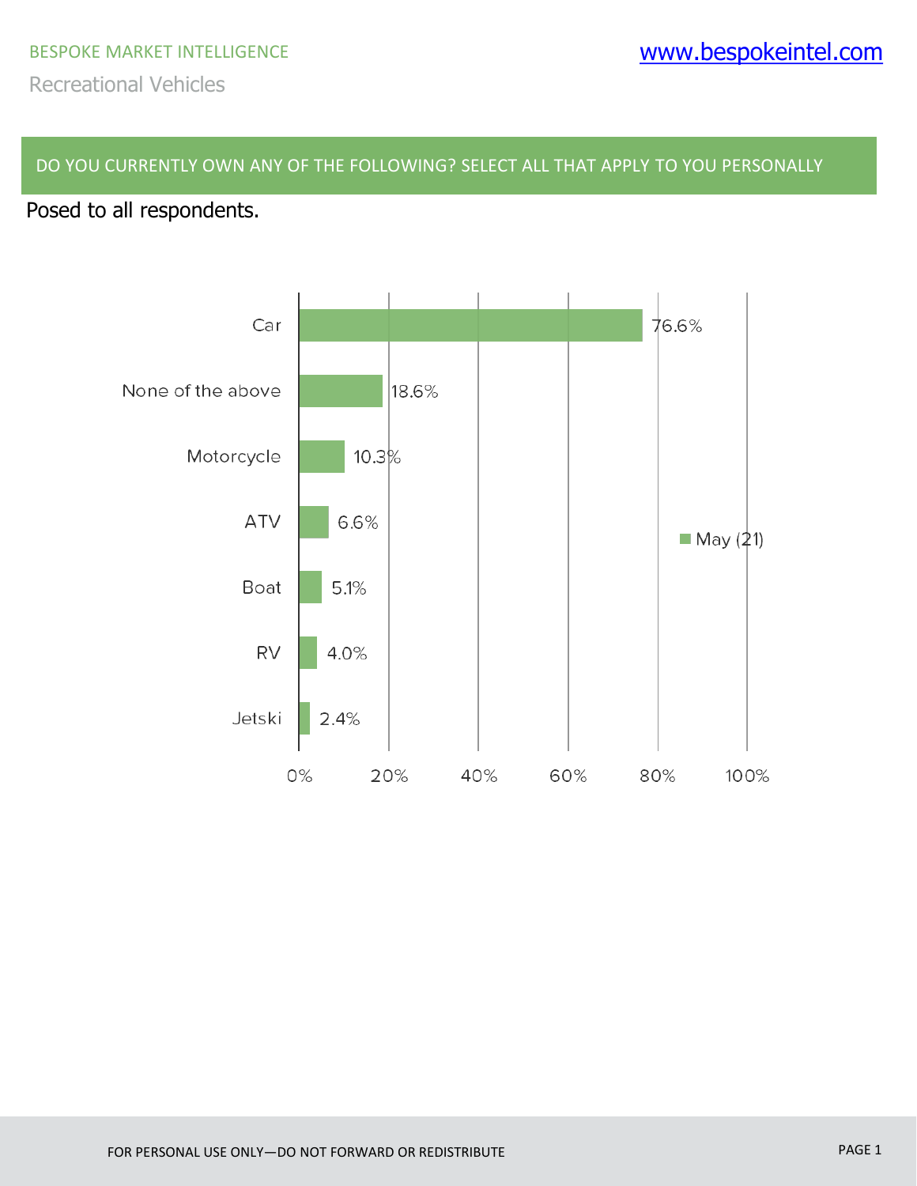BESPOKE MARKET INTELLIGENCE

Recreational Vehicles

## DO YOU CURRENTLY OWN ANY OF THE FOLLOWING? SELECT ALL THAT APPLY TO YOU PERSONALLY

Posed to all respondents.

| | May (21) |
|---|---|
| Car | 76.6% |
| None of the above | 18.6% |
| Motorcycle | 10.3% |
| ATV | 6.6% |
| Boat | 5.1% |
| RV | 4.0% |
| Jetski | 2.4% |

FOR PERSONAL USE ONLY—DO NOT FORWARD OR REDISTRIBUTE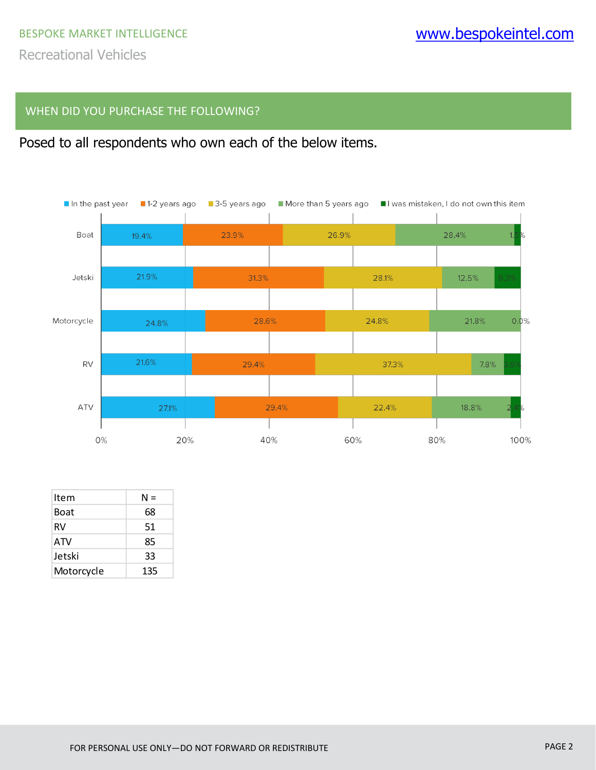## WHEN DID YOU PURCHASE THE FOLLOWING?

Posed to all respondents who own each of the below items.

| Item | In the past year | 1-2 years ago | 3-5 years ago | More than 5 years ago | I was mistaken, I do not own this item |
|---|---|---|---|---|---|
| Boat | 19.4% | 23.9% | 26.9% | 28.4% | 1.5% |
| Jetski | 21.9% | 31.3% | 28.1% | 12.5% | 6.3% |
| Motorcycle | 24.8% | 28.6% | 24.8% | 21.8% | 0.0% |
| RV | 21.6% | 29.4% | 37.3% | 7.8% | 3.9% |
| ATV | 27.1% | 29.4% | 22.4% | 18.8% | 2.4% |

| Item | N = |
|---|---|
| Boat | 68 |
| RV | 51 |
| ATV | 85 |
| Jetski | 33 |
| Motorcycle | 135 |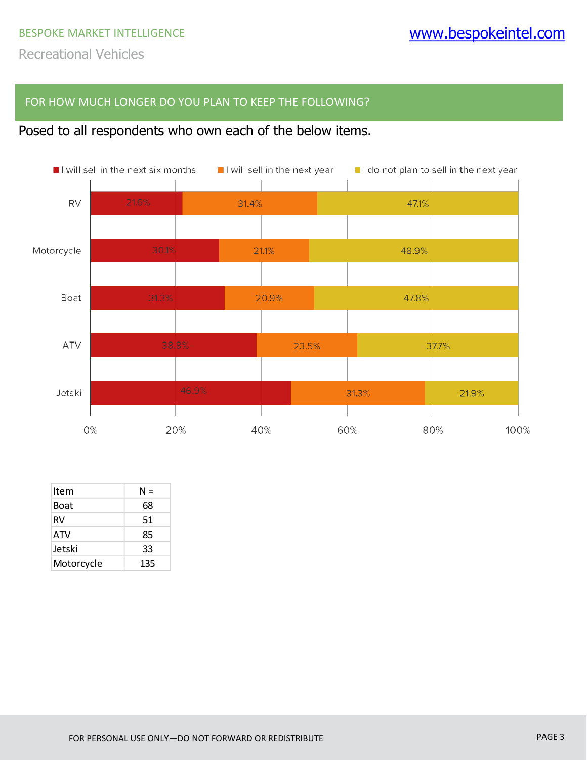BESPOKE MARKET INTELLIGENCE

Recreational Vehicles

## FOR HOW MUCH LONGER DO YOU PLAN TO KEEP THE FOLLOWING?

Posed to all respondents who own each of the below items.

| | I will sell in the next six months | I will sell in the next year | I do not plan to sell in the next year |
|---|---|---|---|
| RV | 21.6% | 31.4% | 47.1% |
| Motorcycle | 30.1% | 21.1% | 48.9% |
| Boat | 31.3% | 20.9% | 47.8% |
| ATV | 38.8% | 23.5% | 37.7% |
| Jetski | 46.9% | 31.3% | 21.9% |

| Item | N = |
|---|---|
| Boat | 68 |
| RV | 51 |
| ATV | 85 |
| Jetski | 33 |
| Motorcycle | 135 |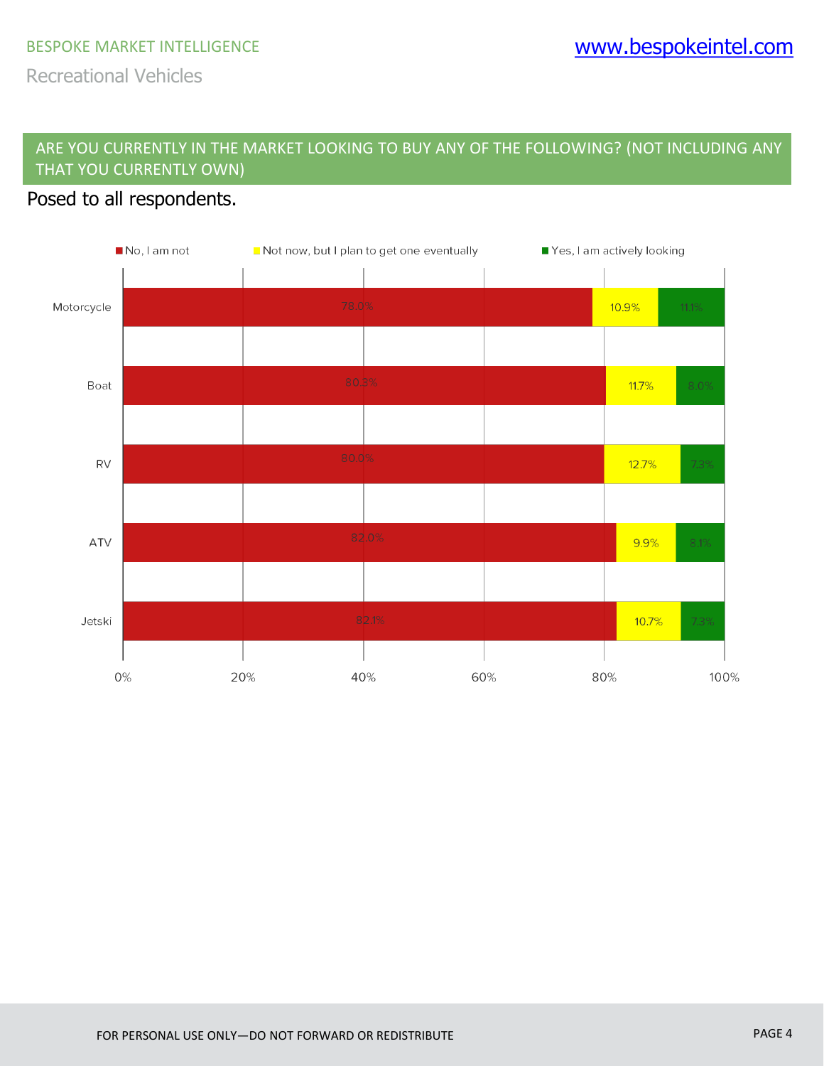## ARE YOU CURRENTLY IN THE MARKET LOOKING TO BUY ANY OF THE FOLLOWING? (NOT INCLUDING ANY THAT YOU CURRENTLY OWN)

Posed to all respondents.

| | No, I am not | Not now, but I plan to get one eventually | Yes, I am actively looking |
|---|---|---|---|
| Motorcycle | 78.0% | 10.9% | 11.1% |
| Boat | 80.3% | 11.7% | 8.0% |
| RV | 80.0% | 12.7% | 7.3% |
| ATV | 82.0% | 9.9% | 8.1% |
| Jetski | 82.1% | 10.7% | 7.3% |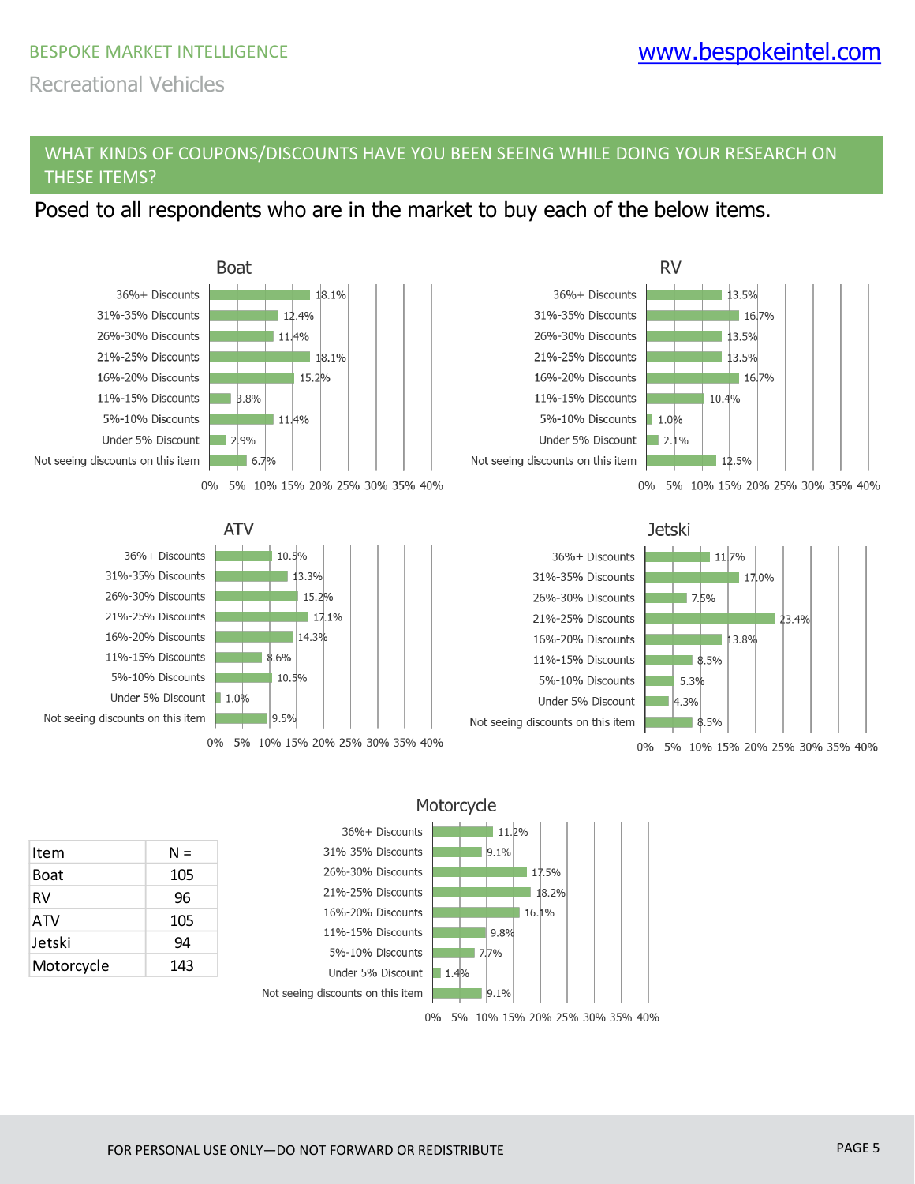## WHAT KINDS OF COUPONS/DISCOUNTS HAVE YOU BEEN SEEING WHILE DOING YOUR RESEARCH ON THESE ITEMS?

Posed to all respondents who are in the market to buy each of the below items.

Boat

36%+ Discounts 18.1%
31%-35% Discounts 12.4%
26%-30% Discounts 11.4%
21%-25% Discounts 18.1%
16%-20% Discounts 15.2%
11%-15% Discounts 3.8%
5%-10% Discounts 11.4%
Under 5% Discount 2.9%
Not seeing discounts on this item 6.7%

0% 5% 10% 15% 20% 25% 30% 35% 40%

RV

36%+ Discounts 13.5%
31%-35% Discounts 16.7%
26%-30% Discounts 13.5%
21%-25% Discounts 13.5%
16%-20% Discounts 16.7%
11%-15% Discounts 10.4%
5%-10% Discounts 1.0%
Under 5% Discount 2.1%
Not seeing discounts on this item 12.5%

0% 5% 10% 15% 20% 25% 30% 35% 40%

ATV

36%+ Discounts 10.5%
31%-35% Discounts 13.3%
26%-30% Discounts 15.2%
21%-25% Discounts 17.1%
16%-20% Discounts 14.3%
11%-15% Discounts 8.6%
5%-10% Discounts 10.5%
Under 5% Discount 1.0%
Not seeing discounts on this item 9.5%

0% 5% 10% 15% 20% 25% 30% 35% 40%

Jetski

36%+ Discounts 11.7%
31%-35% Discounts 17.0%
26%-30% Discounts 7.5%
21%-25% Discounts 23.4%
16%-20% Discounts 13.8%
11%-15% Discounts 8.5%
5%-10% Discounts 5.3%
Under 5% Discount 4.3%
Not seeing discounts on this item 8.5%

0% 5% 10% 15% 20% 25% 30% 35% 40%

| Item | N = |
|---|---|
| Boat | 105 |
| RV | 96 |
| ATV | 105 |
| Jetski | 94 |
| Motorcycle | 143 |

Motorcycle

36%+ Discounts 11.2%
31%-35% Discounts 9.1%
26%-30% Discounts 17.5%
21%-25% Discounts 18.2%
16%-20% Discounts 16.1%
11%-15% Discounts 9.8%
5%-10% Discounts 7.7%
Under 5% Discount 1.4%
Not seeing discounts on this item 9.1%

0% 5% 10% 15% 20% 25% 30% 35% 40%